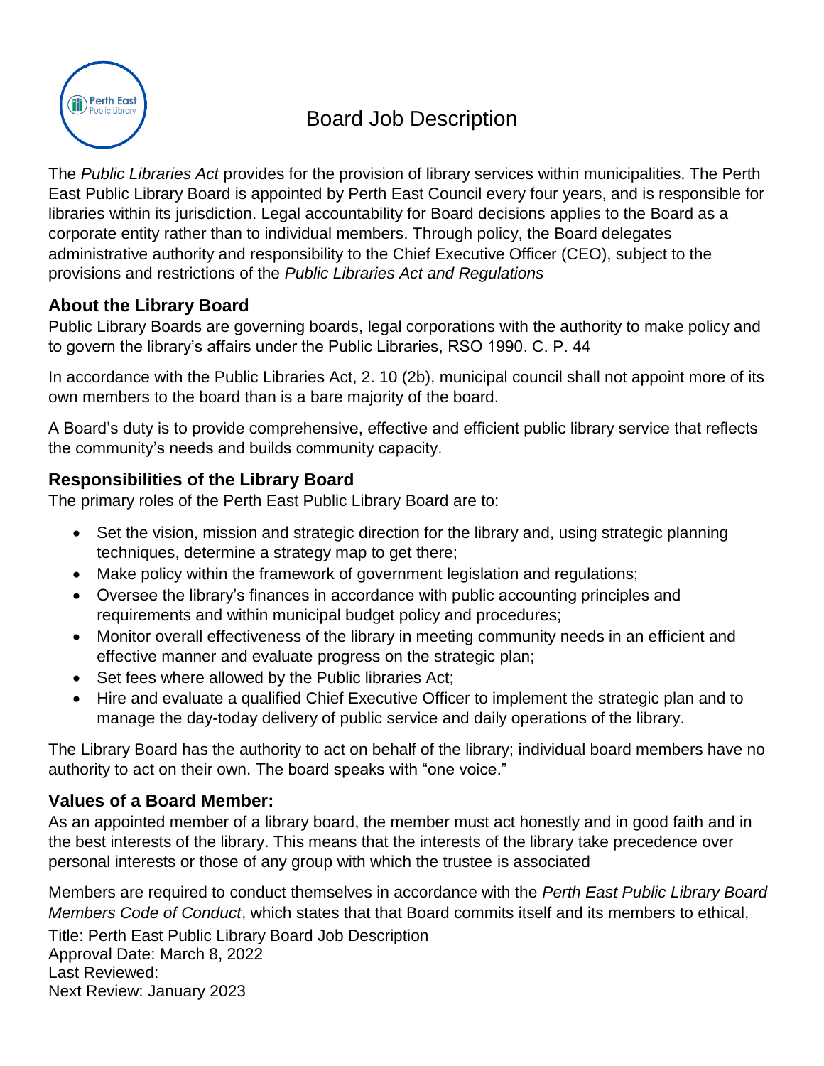# Board Job Description

The *Public Libraries Act* provides for the provision of library services within municipalities. The Perth East Public Library Board is appointed by Perth East Council every four years, and is responsible for libraries within its jurisdiction. Legal accountability for Board decisions applies to the Board as a corporate entity rather than to individual members. Through policy, the Board delegates administrative authority and responsibility to the Chief Executive Officer (CEO), subject to the provisions and restrictions of the *Public Libraries Act and Regulations*

## About the Library Board

Public Library Boards are governing boards, legal corporations with the authority to make policy and to govern the library's affairs under the Public Libraries, RSO 1990. C. P. 44

In accordance with the Public Libraries Act, 2. 10 (2b), municipal council shall not appoint more of its own members to the board than is a bare majority of the board.

A Board's duty is to provide comprehensive, effective and efficient public library service that reflects the community's needs and builds community capacity.

## Responsibilities of the Library Board

The primary roles of the Perth East Public Library Board are to:

- Set the vision, mission and strategic direction for the library and, using strategic planning techniques, determine a strategy map to get there;
- Make policy within the framework of government legislation and regulations;
- Oversee the library's finances in accordance with public accounting principles and requirements and within municipal budget policy and procedures;
- Monitor overall effectiveness of the library in meeting community needs in an efficient and effective manner and evaluate progress on the strategic plan;
- Set fees where allowed by the Public libraries Act;
- Hire and evaluate a qualified Chief Executive Officer to implement the strategic plan and to manage the day-today delivery of public service and daily operations of the library.

The Library Board has the authority to act on behalf of the library; individual board members have no authority to act on their own. The board speaks with "one voice."

## Values of a Board Member:

As an appointed member of a library board, the member must act honestly and in good faith and in the best interests of the library. This means that the interests of the library take precedence over personal interests or those of any group with which the trustee is associated

Members are required to conduct themselves in accordance with the *Perth East Public Library Board Members Code of Conduct*, which states that that Board commits itself and its members to ethical,

Title: Perth East Public Library Board Job Description
Approval Date: March 8, 2022
Last Reviewed:
Next Review: January 2023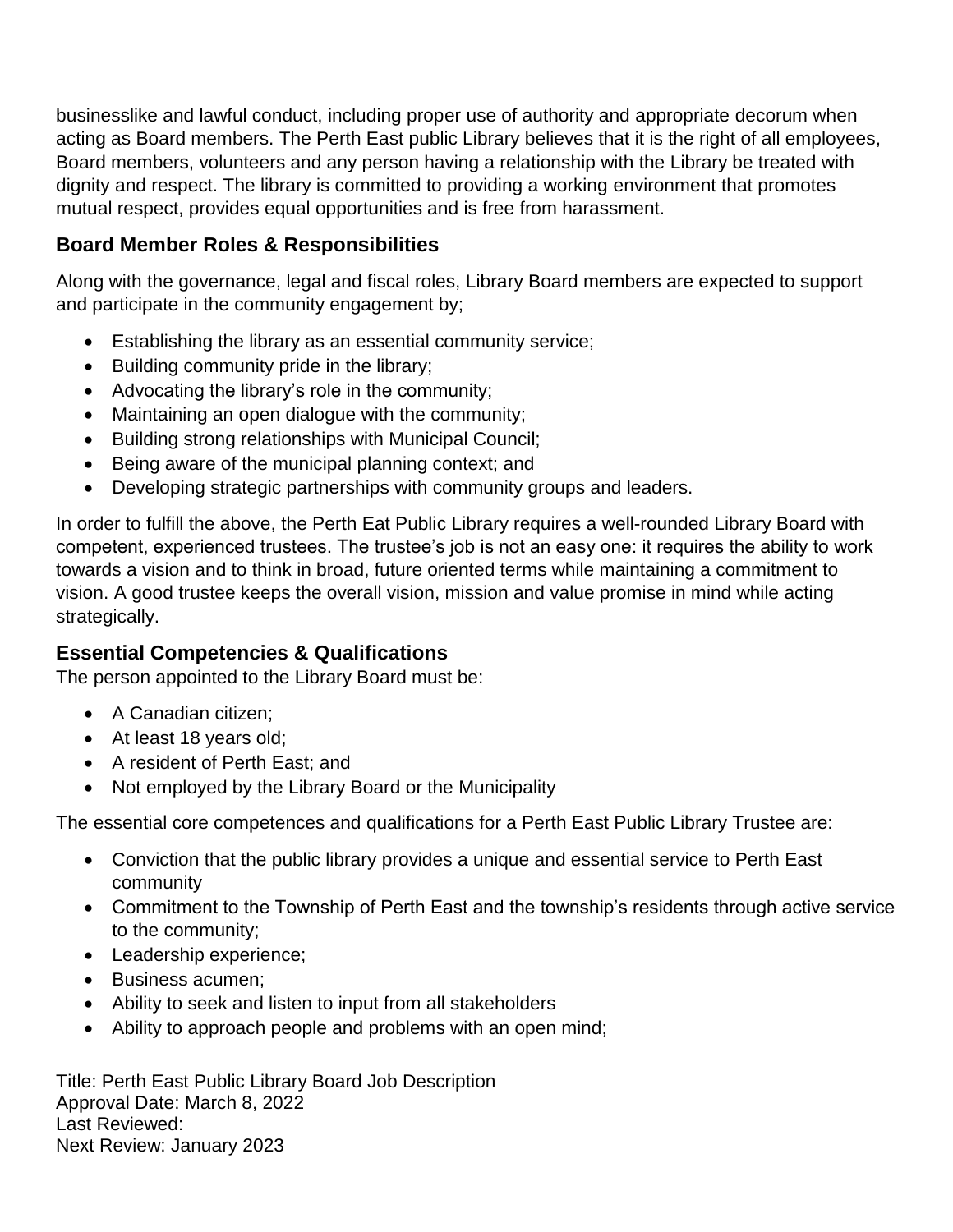businesslike and lawful conduct, including proper use of authority and appropriate decorum when acting as Board members. The Perth East public Library believes that it is the right of all employees, Board members, volunteers and any person having a relationship with the Library be treated with dignity and respect. The library is committed to providing a working environment that promotes mutual respect, provides equal opportunities and is free from harassment.

## Board Member Roles & Responsibilities

Along with the governance, legal and fiscal roles, Library Board members are expected to support and participate in the community engagement by;

- Establishing the library as an essential community service;
- Building community pride in the library;
- Advocating the library's role in the community;
- Maintaining an open dialogue with the community;
- Building strong relationships with Municipal Council;
- Being aware of the municipal planning context; and
- Developing strategic partnerships with community groups and leaders.

In order to fulfill the above, the Perth Eat Public Library requires a well-rounded Library Board with competent, experienced trustees. The trustee's job is not an easy one: it requires the ability to work towards a vision and to think in broad, future oriented terms while maintaining a commitment to vision. A good trustee keeps the overall vision, mission and value promise in mind while acting strategically.

## Essential Competencies & Qualifications

The person appointed to the Library Board must be:

- A Canadian citizen;
- At least 18 years old;
- A resident of Perth East; and
- Not employed by the Library Board or the Municipality

The essential core competences and qualifications for a Perth East Public Library Trustee are:

- Conviction that the public library provides a unique and essential service to Perth East community
- Commitment to the Township of Perth East and the township's residents through active service to the community;
- Leadership experience;
- Business acumen;
- Ability to seek and listen to input from all stakeholders
- Ability to approach people and problems with an open mind;

Title: Perth East Public Library Board Job Description
Approval Date: March 8, 2022
Last Reviewed:
Next Review: January 2023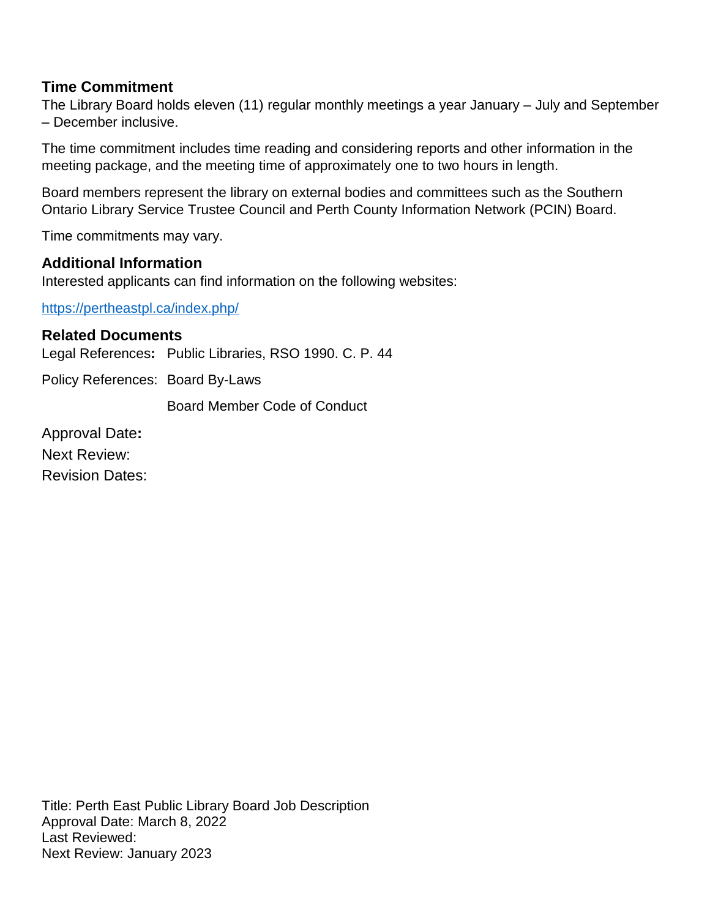### Time Commitment

The Library Board holds eleven (11) regular monthly meetings a year January – July and September – December inclusive.

The time commitment includes time reading and considering reports and other information in the meeting package, and the meeting time of approximately one to two hours in length.

Board members represent the library on external bodies and committees such as the Southern Ontario Library Service Trustee Council and Perth County Information Network (PCIN) Board.

Time commitments may vary.

### Additional Information

Interested applicants can find information on the following websites:

https://pertheastpl.ca/index.php/

### Related Documents

Legal References**:** Public Libraries, RSO 1990. C. P. 44

Policy References: Board By-Laws

Board Member Code of Conduct

Approval Date**:**

Next Review:

Revision Dates:

Title: Perth East Public Library Board Job Description
Approval Date: March 8, 2022
Last Reviewed:
Next Review: January 2023